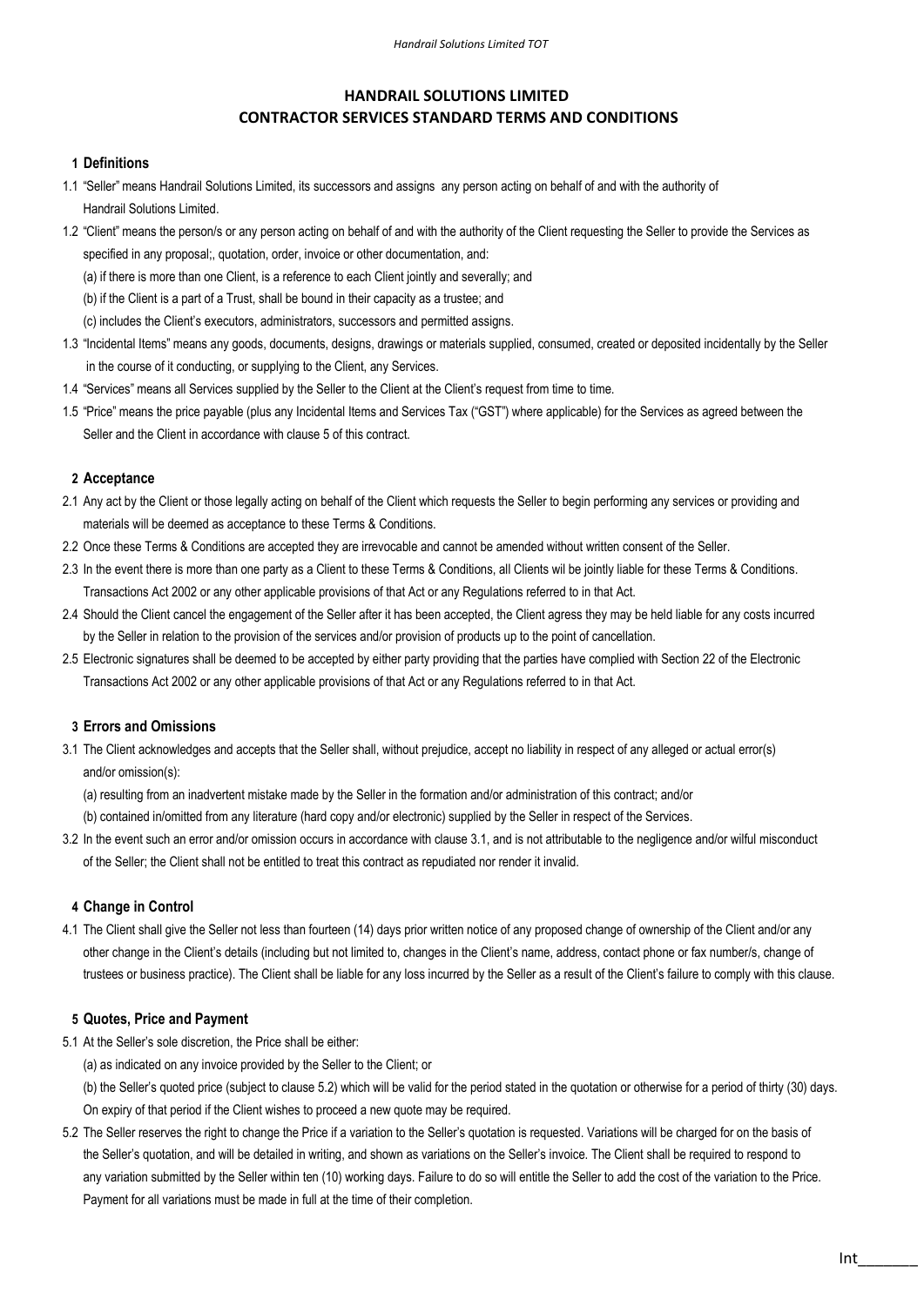# HANDRAIL SOLUTIONS LIMITED
## CONTRACTOR SERVICES STANDARD TERMS AND CONDITIONS

### 1 Definitions

1.1 "Seller" means Handrail Solutions Limited, its successors and assigns any person acting on behalf of and with the authority of Handrail Solutions Limited.

1.2 "Client" means the person/s or any person acting on behalf of and with the authority of the Client requesting the Seller to provide the Services as specified in any proposal;, quotation, order, invoice or other documentation, and:

(a) if there is more than one Client, is a reference to each Client jointly and severally; and

(b) if the Client is a part of a Trust, shall be bound in their capacity as a trustee; and

(c) includes the Client's executors, administrators, successors and permitted assigns.

1.3 "Incidental Items" means any goods, documents, designs, drawings or materials supplied, consumed, created or deposited incidentally by the Seller in the course of it conducting, or supplying to the Client, any Services.

1.4 "Services" means all Services supplied by the Seller to the Client at the Client's request from time to time.

1.5 "Price" means the price payable (plus any Incidental Items and Services Tax ("GST") where applicable) for the Services as agreed between the Seller and the Client in accordance with clause 5 of this contract.

### 2 Acceptance

2.1 Any act by the Client or those legally acting on behalf of the Client which requests the Seller to begin performing any services or providing and materials will be deemed as acceptance to these Terms & Conditions.

2.2 Once these Terms & Conditions are accepted they are irrevocable and cannot be amended without written consent of the Seller.

2.3 In the event there is more than one party as a Client to these Terms & Conditions, all Clients wil be jointly liable for these Terms & Conditions. Transactions Act 2002 or any other applicable provisions of that Act or any Regulations referred to in that Act.

2.4 Should the Client cancel the engagement of the Seller after it has been accepted, the Client agress they may be held liable for any costs incurred by the Seller in relation to the provision of the services and/or provision of products up to the point of cancellation.

2.5 Electronic signatures shall be deemed to be accepted by either party providing that the parties have complied with Section 22 of the Electronic Transactions Act 2002 or any other applicable provisions of that Act or any Regulations referred to in that Act.

### 3 Errors and Omissions

3.1 The Client acknowledges and accepts that the Seller shall, without prejudice, accept no liability in respect of any alleged or actual error(s) and/or omission(s):

(a) resulting from an inadvertent mistake made by the Seller in the formation and/or administration of this contract; and/or

(b) contained in/omitted from any literature (hard copy and/or electronic) supplied by the Seller in respect of the Services.

3.2 In the event such an error and/or omission occurs in accordance with clause 3.1, and is not attributable to the negligence and/or wilful misconduct of the Seller; the Client shall not be entitled to treat this contract as repudiated nor render it invalid.

### 4 Change in Control

4.1 The Client shall give the Seller not less than fourteen (14) days prior written notice of any proposed change of ownership of the Client and/or any other change in the Client's details (including but not limited to, changes in the Client's name, address, contact phone or fax number/s, change of trustees or business practice). The Client shall be liable for any loss incurred by the Seller as a result of the Client's failure to comply with this clause.

### 5 Quotes, Price and Payment

5.1 At the Seller's sole discretion, the Price shall be either:

(a) as indicated on any invoice provided by the Seller to the Client; or

(b) the Seller's quoted price (subject to clause 5.2) which will be valid for the period stated in the quotation or otherwise for a period of thirty (30) days. On expiry of that period if the Client wishes to proceed a new quote may be required.

5.2 The Seller reserves the right to change the Price if a variation to the Seller's quotation is requested. Variations will be charged for on the basis of the Seller's quotation, and will be detailed in writing, and shown as variations on the Seller's invoice. The Client shall be required to respond to any variation submitted by the Seller within ten (10) working days. Failure to do so will entitle the Seller to add the cost of the variation to the Price. Payment for all variations must be made in full at the time of their completion.

Int_______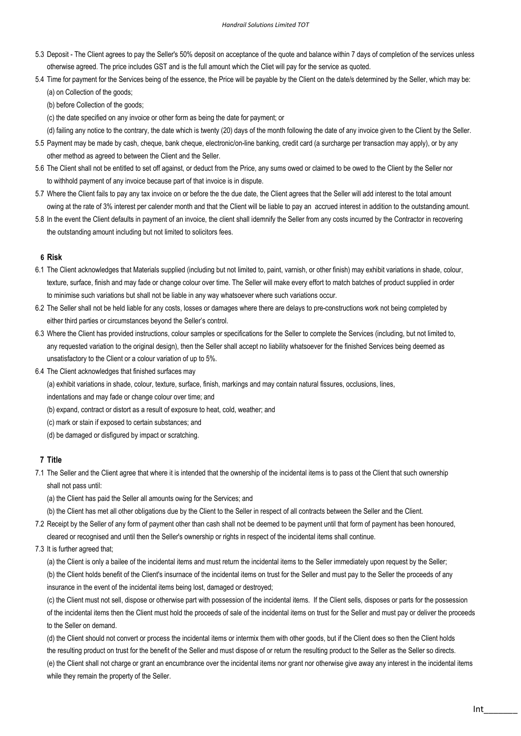5.3 Deposit - The Client agrees to pay the Seller's 50% deposit on acceptance of the quote and balance within 7 days of completion of the services unless otherwise agreed. The price includes GST and is the full amount which the Cliet will pay for the service as quoted.

5.4 Time for payment for the Services being of the essence, the Price will be payable by the Client on the date/s determined by the Seller, which may be:

(a) on Collection of the goods;

(b) before Collection of the goods;

(c) the date specified on any invoice or other form as being the date for payment; or

(d) failing any notice to the contrary, the date which is twenty (20) days of the month following the date of any invoice given to the Client by the Seller.

5.5 Payment may be made by cash, cheque, bank cheque, electronic/on-line banking, credit card (a surcharge per transaction may apply), or by any other method as agreed to between the Client and the Seller.

5.6 The Client shall not be entitled to set off against, or deduct from the Price, any sums owed or claimed to be owed to the Client by the Seller nor to withhold payment of any invoice because part of that invoice is in dispute.

5.7 Where the Client fails to pay any tax invoice on or before the the due date, the Client agrees that the Seller will add interest to the total amount owing at the rate of 3% interest per calender month and that the Client will be liable to pay an accrued interest in addition to the outstanding amount.

5.8 In the event the Client defaults in payment of an invoice, the client shall idemnify the Seller from any costs incurred by the Contractor in recovering the outstanding amount including but not limited to solicitors fees.

## 6 Risk

6.1 The Client acknowledges that Materials supplied (including but not limited to, paint, varnish, or other finish) may exhibit variations in shade, colour, texture, surface, finish and may fade or change colour over time. The Seller will make every effort to match batches of product supplied in order to minimise such variations but shall not be liable in any way whatsoever where such variations occur.

6.2 The Seller shall not be held liable for any costs, losses or damages where there are delays to pre-constructions work not being completed by either third parties or circumstances beyond the Seller's control.

6.3 Where the Client has provided instructions, colour samples or specifications for the Seller to complete the Services (including, but not limited to, any requested variation to the original design), then the Seller shall accept no liability whatsoever for the finished Services being deemed as unsatisfactory to the Client or a colour variation of up to 5%.

6.4 The Client acknowledges that finished surfaces may

(a) exhibit variations in shade, colour, texture, surface, finish, markings and may contain natural fissures, occlusions, lines, indentations and may fade or change colour over time; and

(b) expand, contract or distort as a result of exposure to heat, cold, weather; and

(c) mark or stain if exposed to certain substances; and

(d) be damaged or disfigured by impact or scratching.

## 7 Title

7.1 The Seller and the Client agree that where it is intended that the ownership of the incidental items is to pass ot the Client that such ownership shall not pass until:

(a) the Client has paid the Seller all amounts owing for the Services; and

(b) the Client has met all other obligations due by the Client to the Seller in respect of all contracts between the Seller and the Client.

7.2 Receipt by the Seller of any form of payment other than cash shall not be deemed to be payment until that form of payment has been honoured, cleared or recognised and until then the Seller's ownership or rights in respect of the incidental items shall continue.

7.3 It is further agreed that;

(a) the Client is only a bailee of the incidental items and must return the incidental items to the Seller immediately upon request by the Seller;

(b) the Client holds benefit of the Client's insurnace of the incidental items on trust for the Seller and must pay to the Seller the proceeds of any insurance in the event of the incidental items being lost, damaged or destroyed;

(c) the Client must not sell, dispose or otherwise part with possession of the incidental items. If the Client sells, disposes or parts for the possession of the incidental items then the Client must hold the proceeds of sale of the incidental items on trust for the Seller and must pay or deliver the proceeds to the Seller on demand.

(d) the Client should not convert or process the incidental items or intermix them with other goods, but if the Client does so then the Client holds the resulting product on trust for the benefit of the Seller and must dispose of or return the resulting product to the Seller as the Seller so directs.

(e) the Client shall not charge or grant an encumbrance over the incidental items nor grant nor otherwise give away any interest in the incidental items while they remain the property of the Seller.

Int_______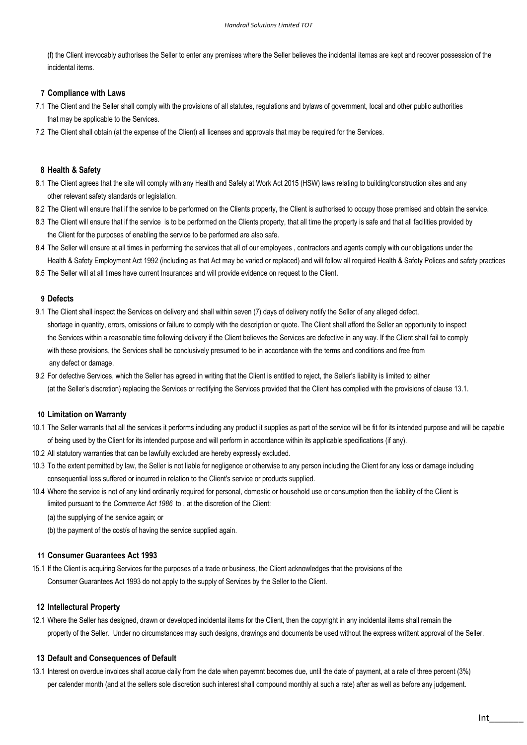(f) the Client irrevocably authorises the Seller to enter any premises where the Seller believes the incidental itemas are kept and recover possession of the incidental items.

## 7 Compliance with Laws

7.1 The Client and the Seller shall comply with the provisions of all statutes, regulations and bylaws of government, local and other public authorities that may be applicable to the Services.

7.2 The Client shall obtain (at the expense of the Client) all licenses and approvals that may be required for the Services.

## 8 Health & Safety

8.1 The Client agrees that the site will comply with any Health and Safety at Work Act 2015 (HSW) laws relating to building/construction sites and any other relevant safety standards or legislation.

8.2 The Client will ensure that if the service to be performed on the Clients property, the Client is authorised to occupy those premised and obtain the service.

8.3 The Client will ensure that if the service is to be performed on the Clients property, that all time the property is safe and that all facilities provided by the Client for the purposes of enabling the service to be performed are also safe.

8.4 The Seller will ensure at all times in performing the services that all of our employees , contractors and agents comply with our obligations under the Health & Safety Employment Act 1992 (including as that Act may be varied or replaced) and will follow all required Health & Safety Polices and safety practices

8.5 The Seller will at all times have current Insurances and will provide evidence on request to the Client.

## 9 Defects

9.1 The Client shall inspect the Services on delivery and shall within seven (7) days of delivery notify the Seller of any alleged defect, shortage in quantity, errors, omissions or failure to comply with the description or quote. The Client shall afford the Seller an opportunity to inspect the Services within a reasonable time following delivery if the Client believes the Services are defective in any way. If the Client shall fail to comply with these provisions, the Services shall be conclusively presumed to be in accordance with the terms and conditions and free from any defect or damage.

9.2 For defective Services, which the Seller has agreed in writing that the Client is entitled to reject, the Seller's liability is limited to either (at the Seller's discretion) replacing the Services or rectifying the Services provided that the Client has complied with the provisions of clause 13.1.

## 10 Limitation on Warranty

10.1 The Seller warrants that all the services it performs including any product it supplies as part of the service will be fit for its intended purpose and will be capable of being used by the Client for its intended purpose and will perform in accordance within its applicable specifications (if any).

10.2 All statutory warranties that can be lawfully excluded are hereby expressly excluded.

10.3 To the extent permitted by law, the Seller is not liable for negligence or otherwise to any person including the Client for any loss or damage including consequential loss suffered or incurred in relation to the Client's service or products supplied.

10.4 Where the service is not of any kind ordinarily required for personal, domestic or household use or consumption then the liability of the Client is limited pursuant to the *Commerce Act 1986* to , at the discretion of the Client:

(a) the supplying of the service again; or

(b) the payment of the cost/s of having the service supplied again.

## 11 Consumer Guarantees Act 1993

15.1 If the Client is acquiring Services for the purposes of a trade or business, the Client acknowledges that the provisions of the Consumer Guarantees Act 1993 do not apply to the supply of Services by the Seller to the Client.

## 12 Intellecural Property

12.1 Where the Seller has designed, drawn or developed incidental items for the Client, then the copyright in any incidental items shall remain the property of the Seller. Under no circumstances may such designs, drawings and documents be used without the express writtent approval of the Seller.

## 13 Default and Consequences of Default

13.1 Interest on overdue invoices shall accrue daily from the date when payemnt becomes due, until the date of payment, at a rate of three percent (3%) per calender month (and at the sellers sole discretion such interest shall compound monthly at such a rate) after as well as before any judgement.

Int_______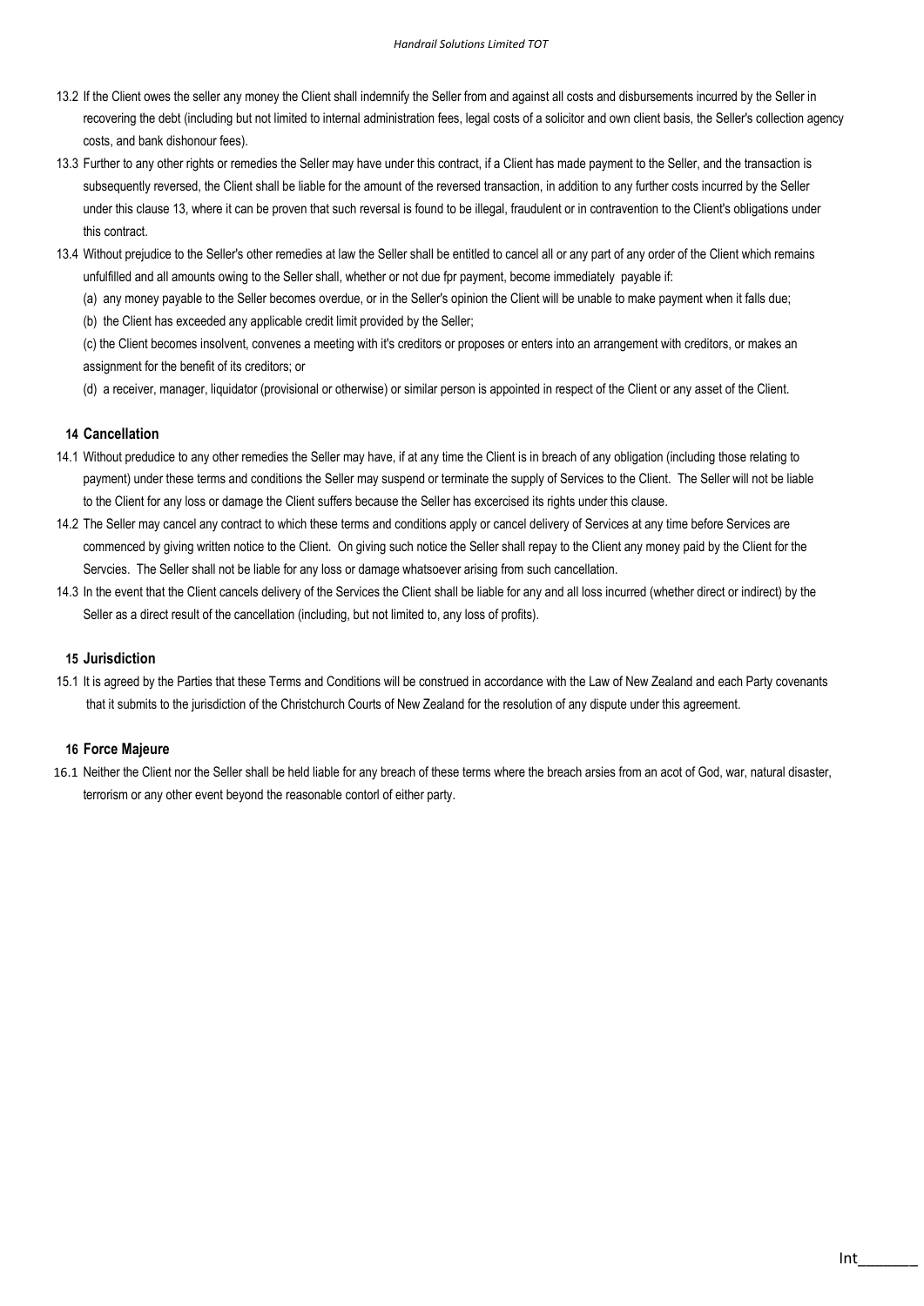13.2 If the Client owes the seller any money the Client shall indemnify the Seller from and against all costs and disbursements incurred by the Seller in recovering the debt (including but not limited to internal administration fees, legal costs of a solicitor and own client basis, the Seller's collection agency costs, and bank dishonour fees).

13.3 Further to any other rights or remedies the Seller may have under this contract, if a Client has made payment to the Seller, and the transaction is subsequently reversed, the Client shall be liable for the amount of the reversed transaction, in addition to any further costs incurred by the Seller under this clause 13, where it can be proven that such reversal is found to be illegal, fraudulent or in contravention to the Client's obligations under this contract.

13.4 Without prejudice to the Seller's other remedies at law the Seller shall be entitled to cancel all or any part of any order of the Client which remains unfulfilled and all amounts owing to the Seller shall, whether or not due fpr payment, become immediately payable if:

(a) any money payable to the Seller becomes overdue, or in the Seller's opinion the Client will be unable to make payment when it falls due;

(b) the Client has exceeded any applicable credit limit provided by the Seller;

(c) the Client becomes insolvent, convenes a meeting with it's creditors or proposes or enters into an arrangement with creditors, or makes an assignment for the benefit of its creditors; or

(d) a receiver, manager, liquidator (provisional or otherwise) or similar person is appointed in respect of the Client or any asset of the Client.

## 14 Cancellation

14.1 Without predudice to any other remedies the Seller may have, if at any time the Client is in breach of any obligation (including those relating to payment) under these terms and conditions the Seller may suspend or terminate the supply of Services to the Client. The Seller will not be liable to the Client for any loss or damage the Client suffers because the Seller has excercised its rights under this clause.

14.2 The Seller may cancel any contract to which these terms and conditions apply or cancel delivery of Services at any time before Services are commenced by giving written notice to the Client. On giving such notice the Seller shall repay to the Client any money paid by the Client for the Servcies. The Seller shall not be liable for any loss or damage whatsoever arising from such cancellation.

14.3 In the event that the Client cancels delivery of the Services the Client shall be liable for any and all loss incurred (whether direct or indirect) by the Seller as a direct result of the cancellation (including, but not limited to, any loss of profits).

## 15 Jurisdiction

15.1 It is agreed by the Parties that these Terms and Conditions will be construed in accordance with the Law of New Zealand and each Party covenants that it submits to the jurisdiction of the Christchurch Courts of New Zealand for the resolution of any dispute under this agreement.

## 16 Force Majeure

16.1 Neither the Client nor the Seller shall be held liable for any breach of these terms where the breach arsies from an acot of God, war, natural disaster, terrorism or any other event beyond the reasonable contorl of either party.

Int_______